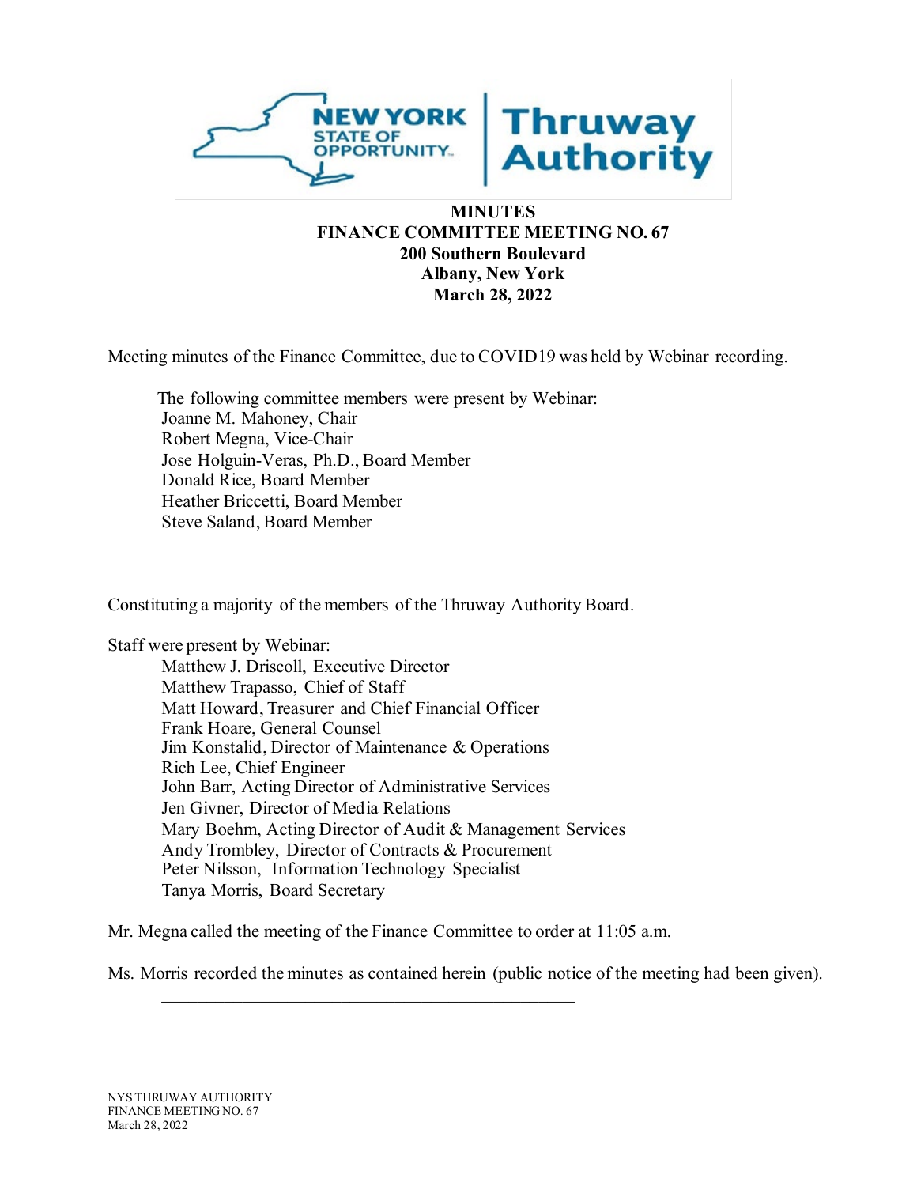# MINUTES
## FINANCE COMMITTEE MEETING NO. 67
**200 Southern Boulevard**
**Albany, New York**
**March 28, 2022**

Meeting minutes of the Finance Committee, due to COVID19 was held by Webinar recording.

The following committee members were present by Webinar:
- Joanne M. Mahoney, Chair
- Robert Megna, Vice-Chair
- Jose Holguin-Veras, Ph.D., Board Member
- Donald Rice, Board Member
- Heather Briccetti, Board Member
- Steve Saland, Board Member

Constituting a majority of the members of the Thruway Authority Board.

Staff were present by Webinar:
- Matthew J. Driscoll, Executive Director
- Matthew Trapasso, Chief of Staff
- Matt Howard, Treasurer and Chief Financial Officer
- Frank Hoare, General Counsel
- Jim Konstalid, Director of Maintenance & Operations
- Rich Lee, Chief Engineer
- John Barr, Acting Director of Administrative Services
- Jen Givner, Director of Media Relations
- Mary Boehm, Acting Director of Audit & Management Services
- Andy Trombley, Director of Contracts & Procurement
- Peter Nilsson, Information Technology Specialist
- Tanya Morris, Board Secretary

Mr. Megna called the meeting of the Finance Committee to order at 11:05 a.m.

Ms. Morris recorded the minutes as contained herein (public notice of the meeting had been given).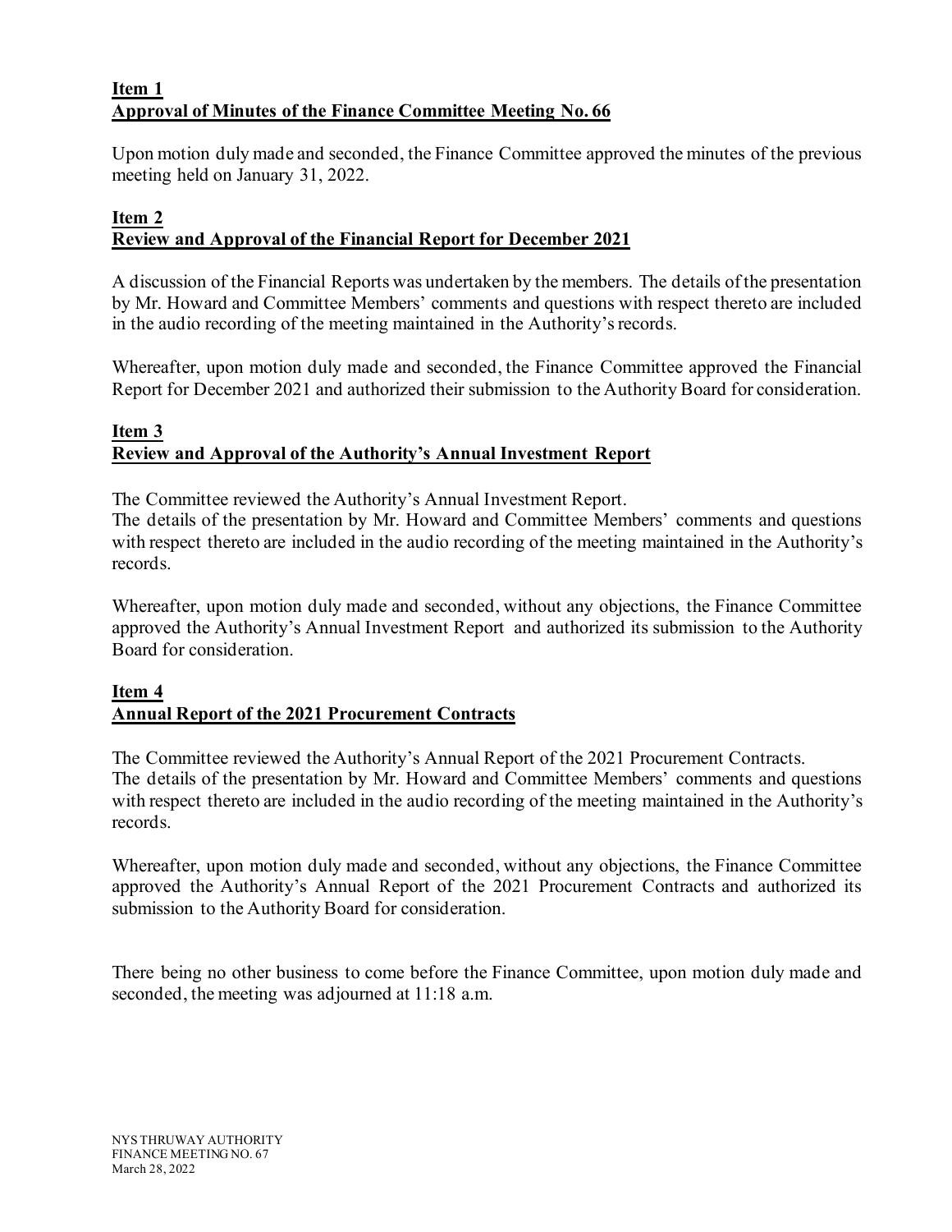**Item 1**
**Approval of Minutes of the Finance Committee Meeting No. 66**

Upon motion duly made and seconded, the Finance Committee approved the minutes of the previous meeting held on January 31, 2022.

**Item 2**
**Review and Approval of the Financial Report for December 2021**

A discussion of the Financial Reports was undertaken by the members. The details of the presentation by Mr. Howard and Committee Members' comments and questions with respect thereto are included in the audio recording of the meeting maintained in the Authority's records.

Whereafter, upon motion duly made and seconded, the Finance Committee approved the Financial Report for December 2021 and authorized their submission to the Authority Board for consideration.

**Item 3**
**Review and Approval of the Authority's Annual Investment Report**

The Committee reviewed the Authority's Annual Investment Report.
The details of the presentation by Mr. Howard and Committee Members' comments and questions with respect thereto are included in the audio recording of the meeting maintained in the Authority's records.

Whereafter, upon motion duly made and seconded, without any objections, the Finance Committee approved the Authority's Annual Investment Report and authorized its submission to the Authority Board for consideration.

**Item 4**
**Annual Report of the 2021 Procurement Contracts**

The Committee reviewed the Authority's Annual Report of the 2021 Procurement Contracts.
The details of the presentation by Mr. Howard and Committee Members' comments and questions with respect thereto are included in the audio recording of the meeting maintained in the Authority's records.

Whereafter, upon motion duly made and seconded, without any objections, the Finance Committee approved the Authority's Annual Report of the 2021 Procurement Contracts and authorized its submission to the Authority Board for consideration.

There being no other business to come before the Finance Committee, upon motion duly made and seconded, the meeting was adjourned at 11:18 a.m.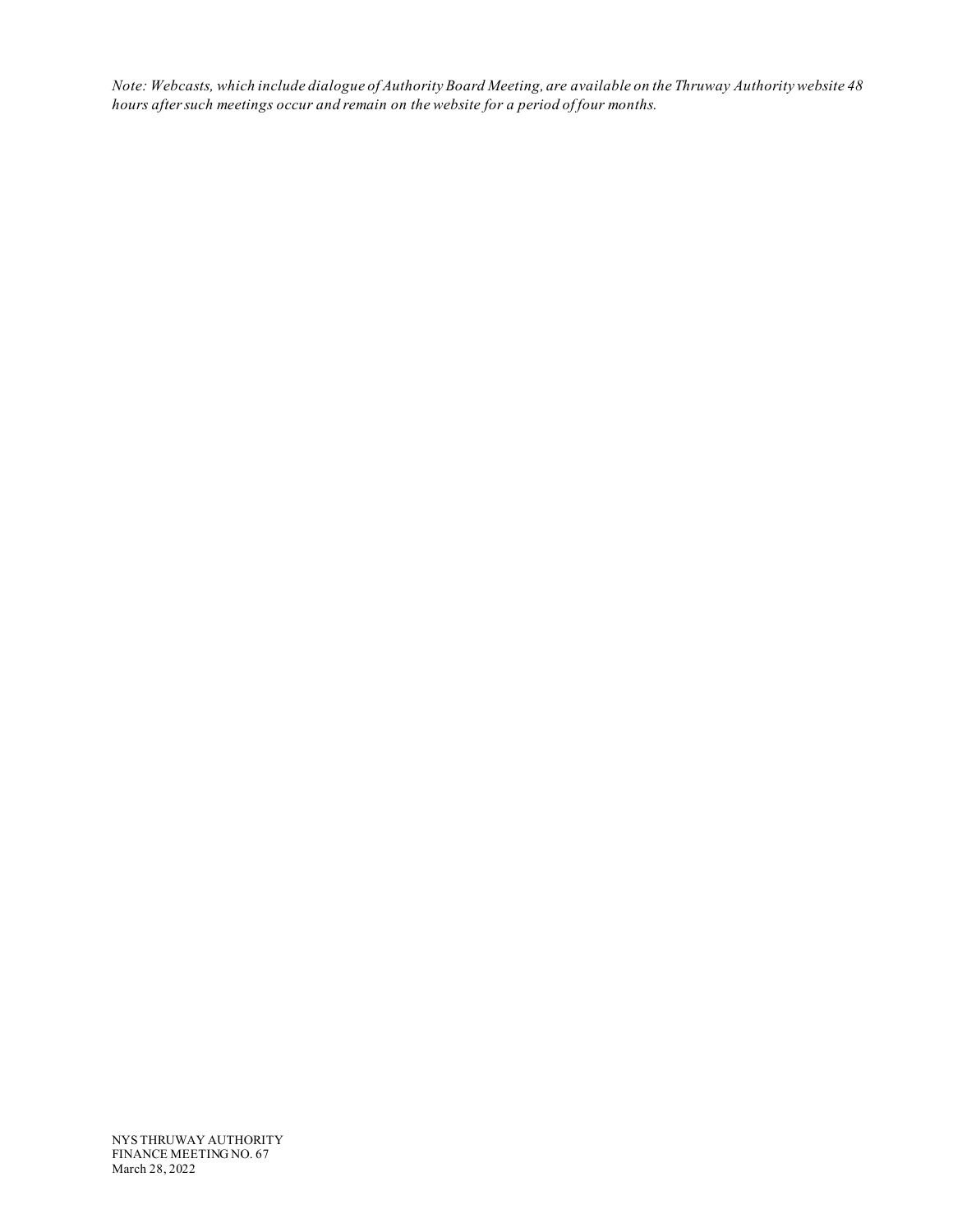*Note: Webcasts, which include dialogue of Authority Board Meeting, are available on the Thruway Authority website 48 hours after such meetings occur and remain on the website for a period of four months.*